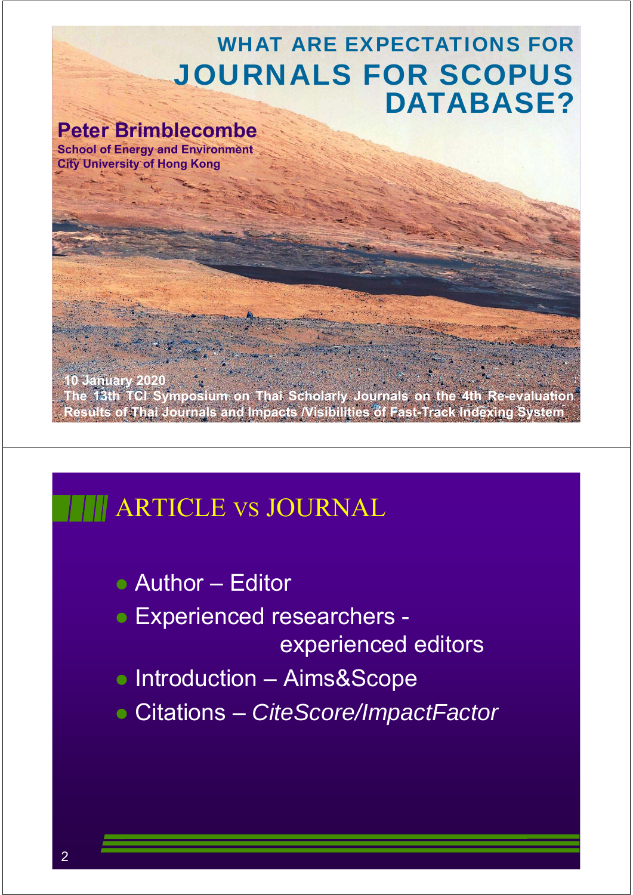# WHAT ARE EXPECTATIONS FOR JOURNALS FOR SCOPUS DATABASE?

**Peter Brimblecombe**

**School of Energy and Environment**
**City University of Hong Kong**

**10 January 2020**
**The 13th TCI Symposium on Thai Scholarly Journals on the 4th Re-evaluation Results of Thai Journals and Impacts /Visibilities of Fast-Track Indexing System**

---

## ARTICLE vs JOURNAL

- Author – Editor
- Experienced researchers - experienced editors
- Introduction – Aims&Scope
- Citations – *CiteScore/ImpactFactor*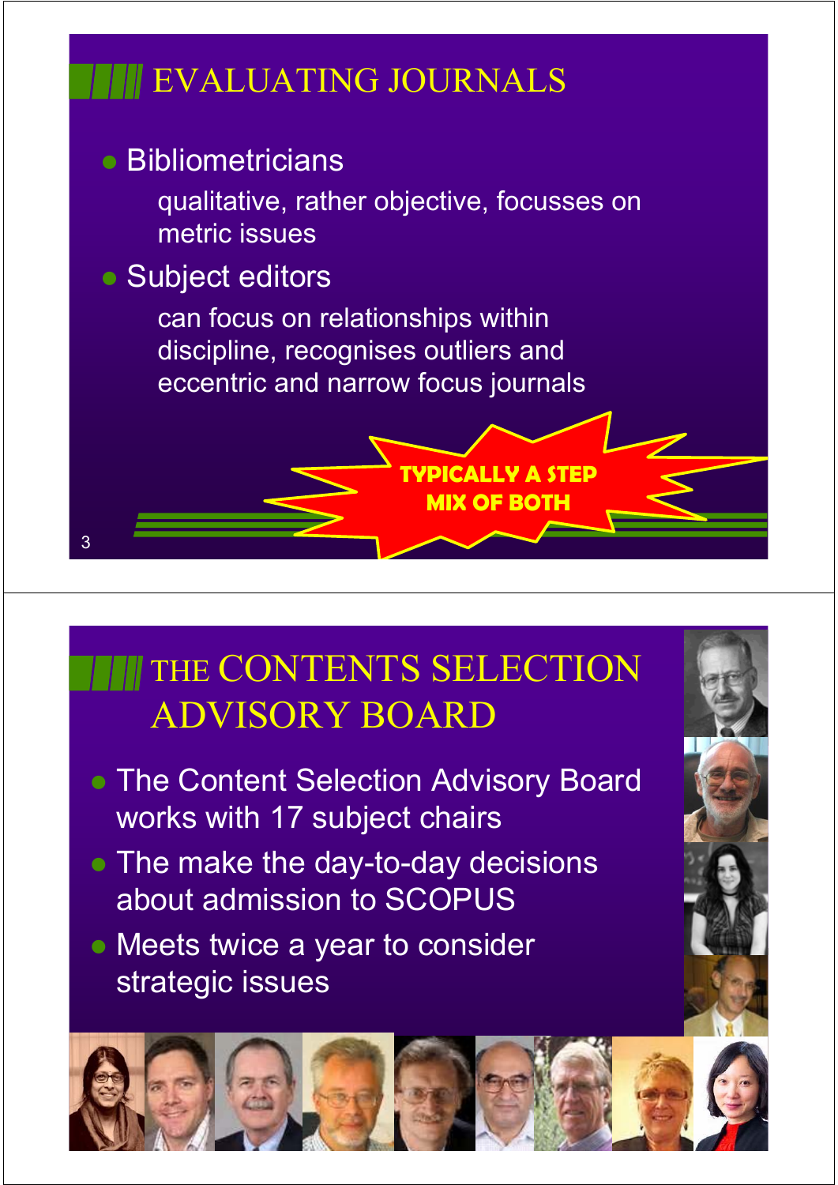## EVALUATING JOURNALS

- Bibliometricians

  qualitative, rather objective, focusses on metric issues

- Subject editors

  can focus on relationships within discipline, recognises outliers and eccentric and narrow focus journals

**TYPICALLY A STEP MIX OF BOTH**

## THE CONTENTS SELECTION ADVISORY BOARD

- The Content Selection Advisory Board works with 17 subject chairs
- The make the day-to-day decisions about admission to SCOPUS
- Meets twice a year to consider strategic issues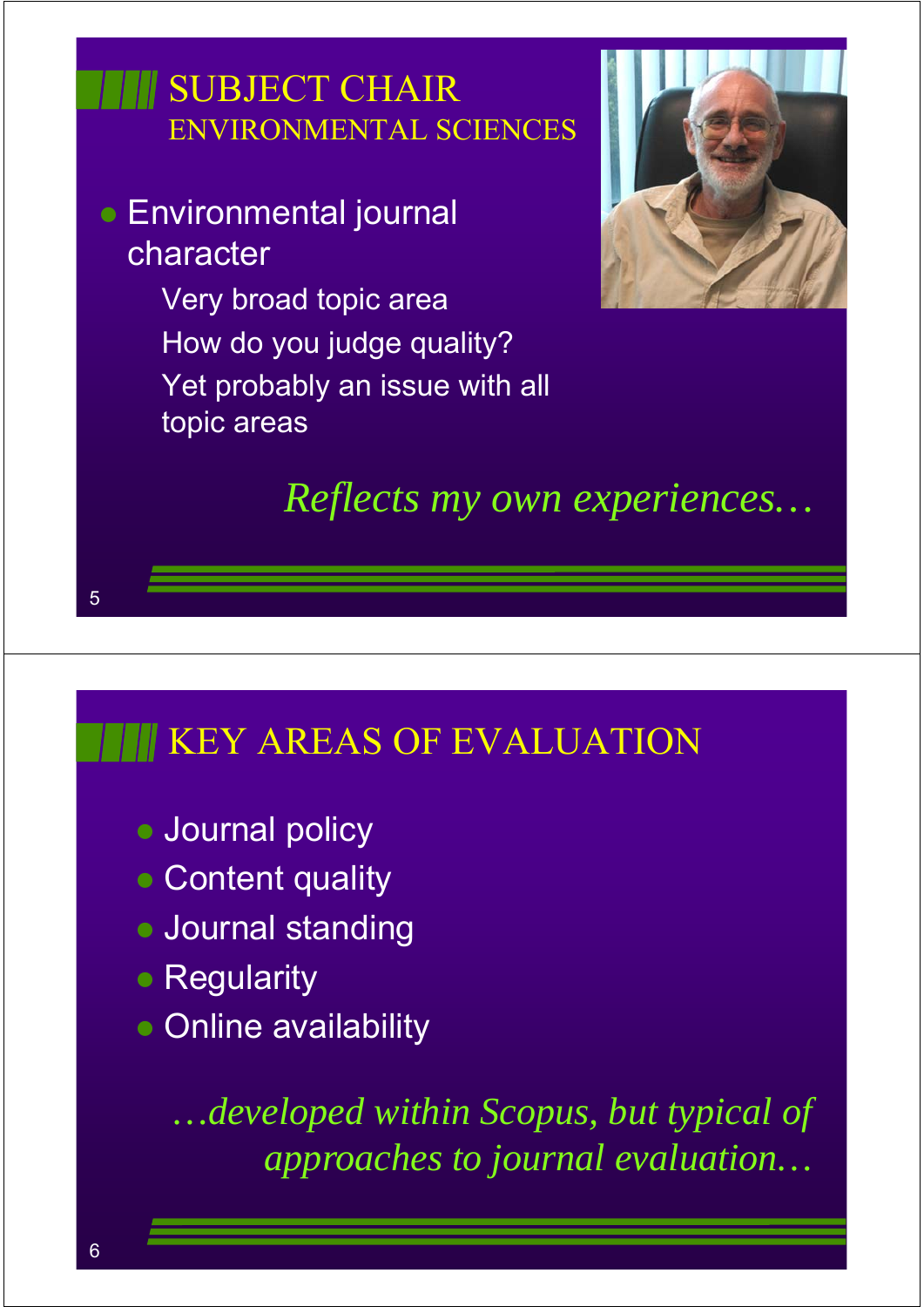## SUBJECT CHAIR
### ENVIRONMENTAL SCIENCES

- Environmental journal character
  - Very broad topic area
  - How do you judge quality?
  - Yet probably an issue with all topic areas

*Reflects my own experiences…*

## KEY AREAS OF EVALUATION

- Journal policy
- Content quality
- Journal standing
- Regularity
- Online availability

*…developed within Scopus, but typical of approaches to journal evaluation…*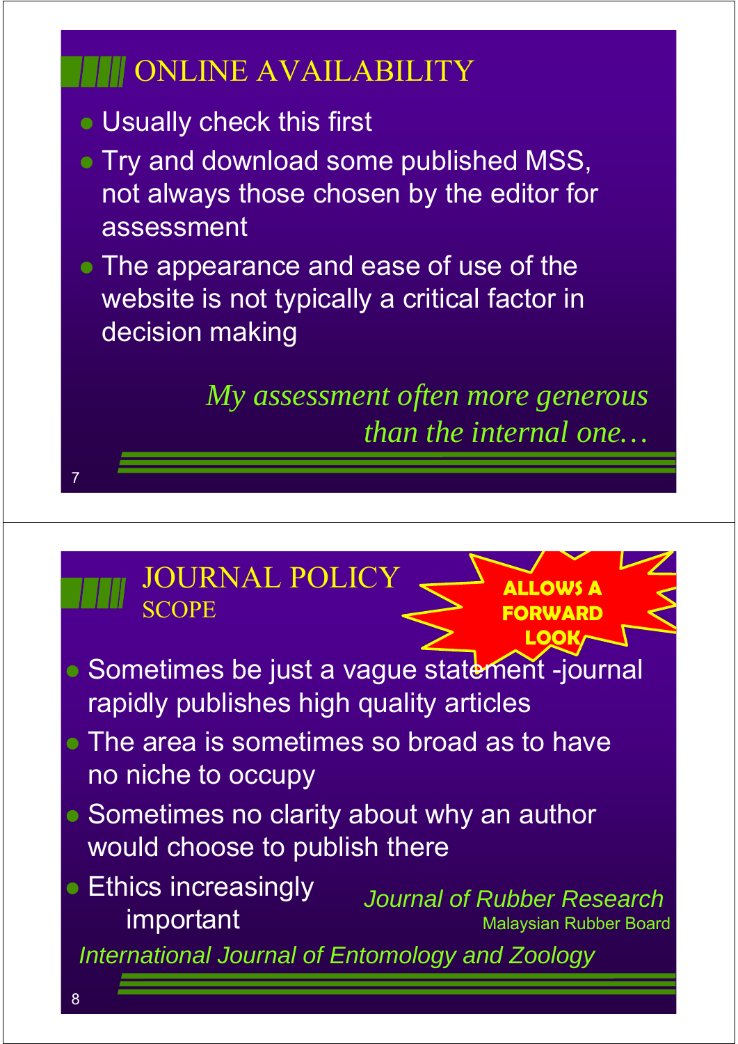## ONLINE AVAILABILITY

- Usually check this first
- Try and download some published MSS, not always those chosen by the editor for assessment
- The appearance and ease of use of the website is not typically a critical factor in decision making

*My assessment often more generous than the internal one…*

## JOURNAL POLICY
### SCOPE

**ALLOWS A FORWARD LOOK**

- Sometimes be just a vague statement -journal rapidly publishes high quality articles
- The area is sometimes so broad as to have no niche to occupy
- Sometimes no clarity about why an author would choose to publish there
- Ethics increasingly important

*Journal of Rubber Research*
Malaysian Rubber Board

*International Journal of Entomology and Zoology*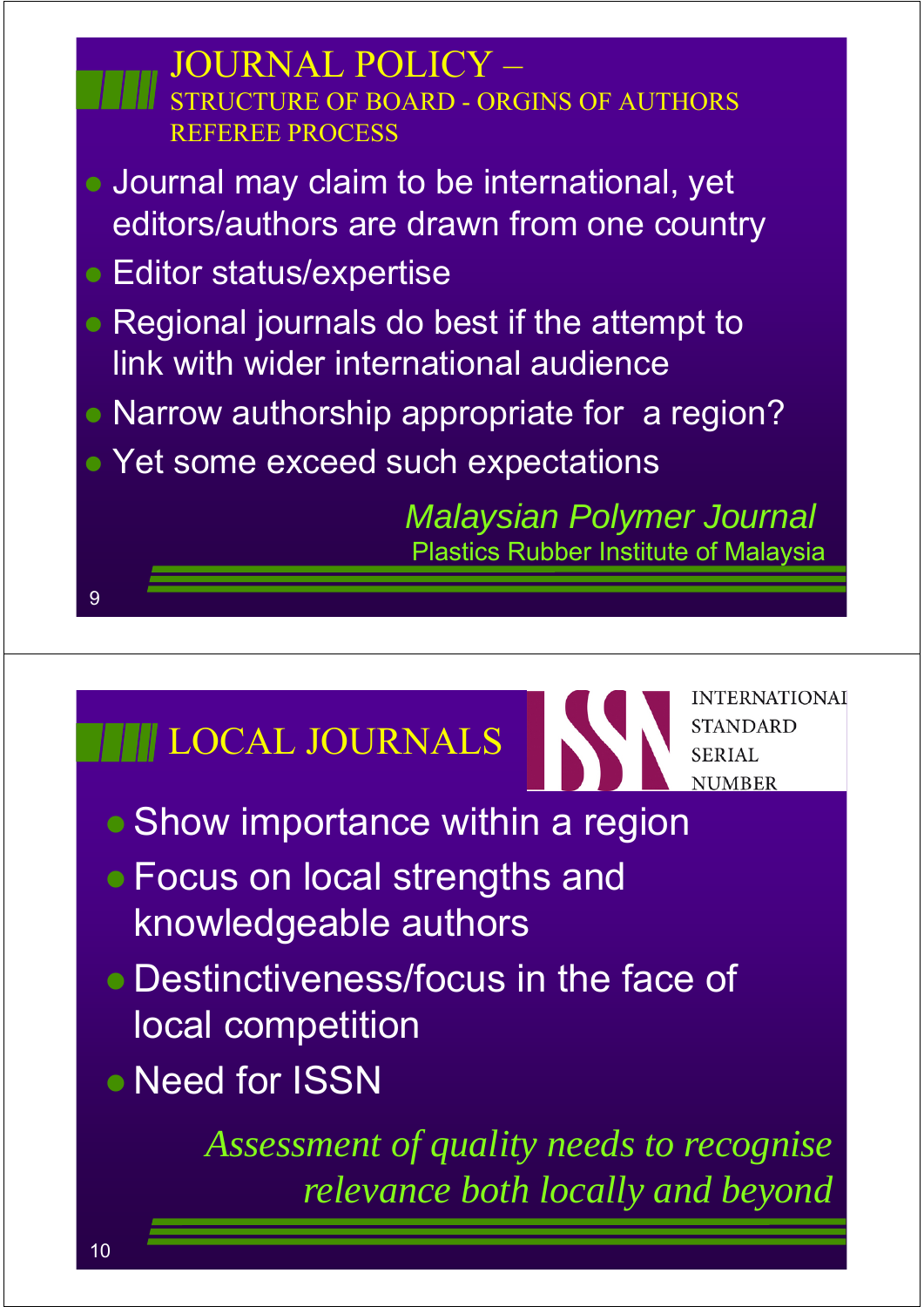## JOURNAL POLICY –
### STRUCTURE OF BOARD - ORGINS OF AUTHORS REFEREE PROCESS

- Journal may claim to be international, yet editors/authors are drawn from one country
- Editor status/expertise
- Regional journals do best if the attempt to link with wider international audience
- Narrow authorship appropriate for a region?
- Yet some exceed such expectations

*Malaysian Polymer Journal*

Plastics Rubber Institute of Malaysia

## LOCAL JOURNALS

ISSN INTERNATIONAL STANDARD SERIAL NUMBER

- Show importance within a region
- Focus on local strengths and knowledgeable authors
- Destinctiveness/focus in the face of local competition
- Need for ISSN

*Assessment of quality needs to recognise relevance both locally and beyond*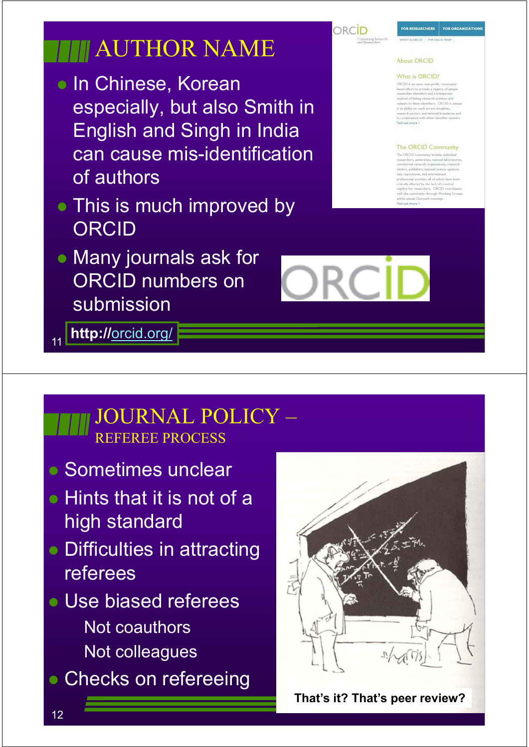# AUTHOR NAME

- In Chinese, Korean especially, but also Smith in English and Singh in India can cause mis-identification of authors
- This is much improved by ORCID
- Many journals ask for ORCID numbers on submission

**http://orcid.org/**

# JOURNAL POLICY – REFEREE PROCESS

- Sometimes unclear
- Hints that it is not of a high standard
- Difficulties in attracting referees
- Use biased referees
  - Not coauthors
  - Not colleagues
- Checks on refereeing

**That's it? That's peer review?**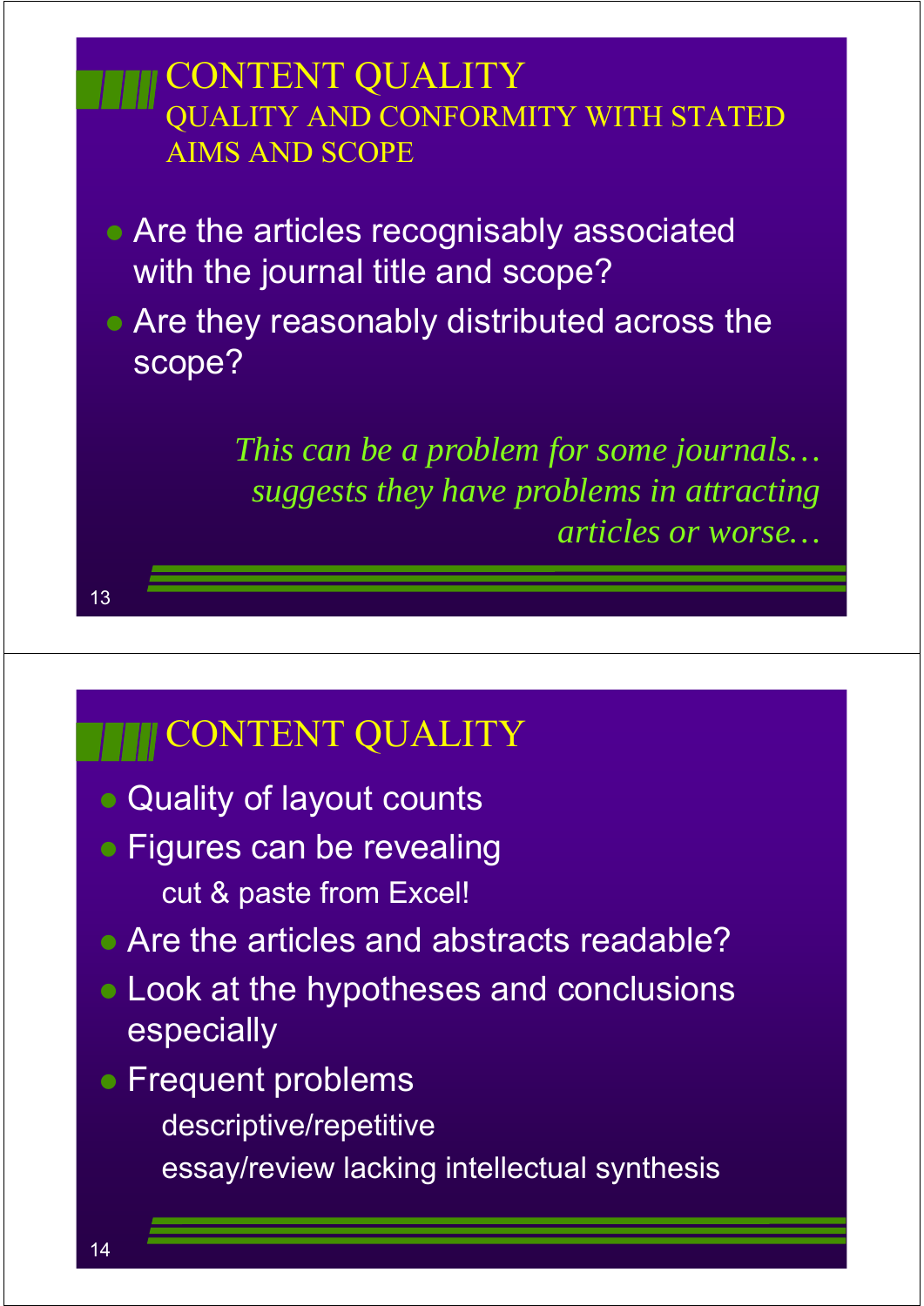## CONTENT QUALITY

### QUALITY AND CONFORMITY WITH STATED AIMS AND SCOPE

- Are the articles recognisably associated with the journal title and scope?
- Are they reasonably distributed across the scope?

*This can be a problem for some journals… suggests they have problems in attracting articles or worse…*

## CONTENT QUALITY

- Quality of layout counts
- Figures can be revealing
  - cut & paste from Excel!
- Are the articles and abstracts readable?
- Look at the hypotheses and conclusions especially
- Frequent problems
  - descriptive/repetitive
  - essay/review lacking intellectual synthesis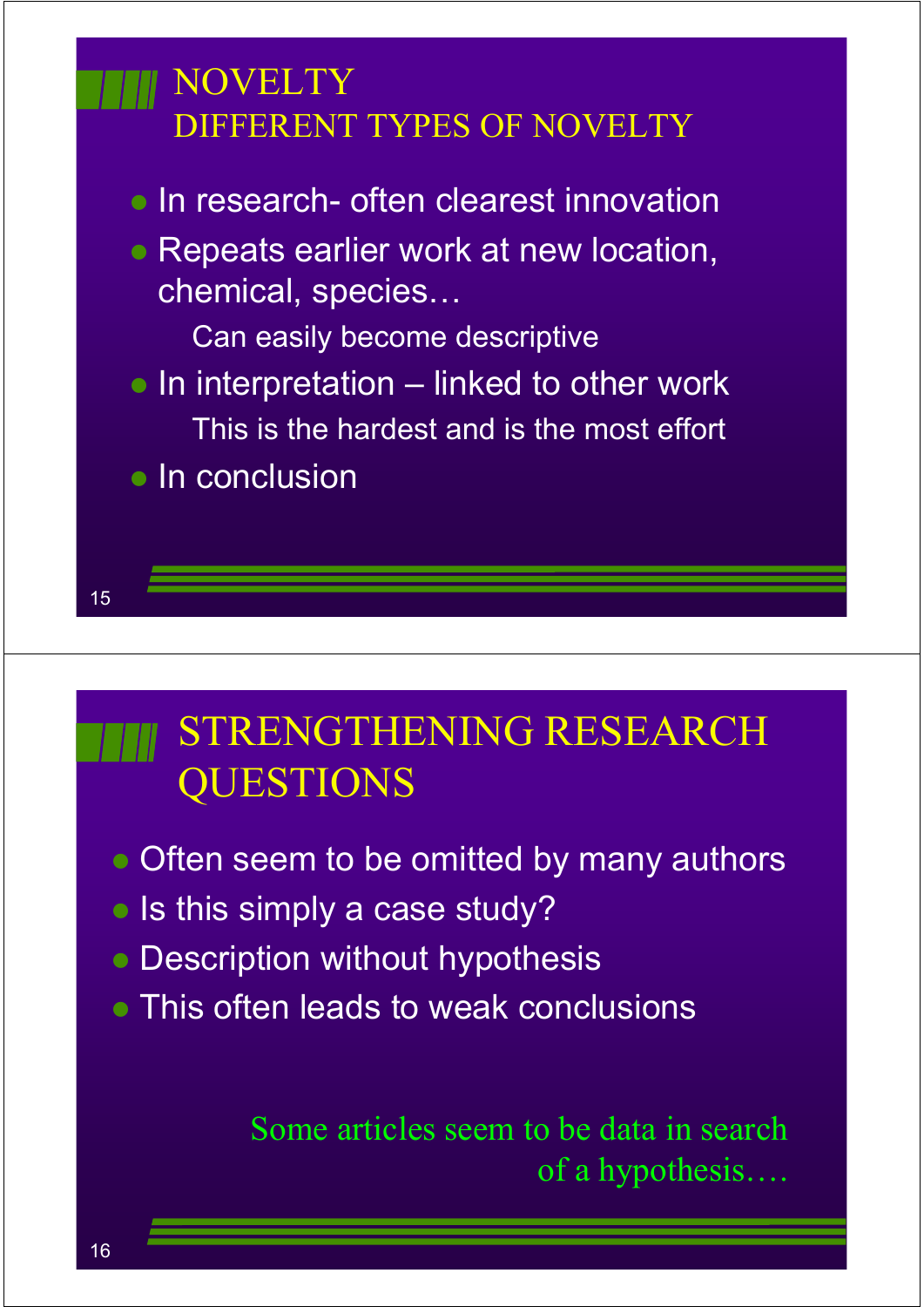## NOVELTY
### DIFFERENT TYPES OF NOVELTY

- In research- often clearest innovation
- Repeats earlier work at new location, chemical, species…
  - Can easily become descriptive
- In interpretation – linked to other work
  - This is the hardest and is the most effort
- In conclusion

## STRENGTHENING RESEARCH QUESTIONS

- Often seem to be omitted by many authors
- Is this simply a case study?
- Description without hypothesis
- This often leads to weak conclusions

Some articles seem to be data in search of a hypothesis….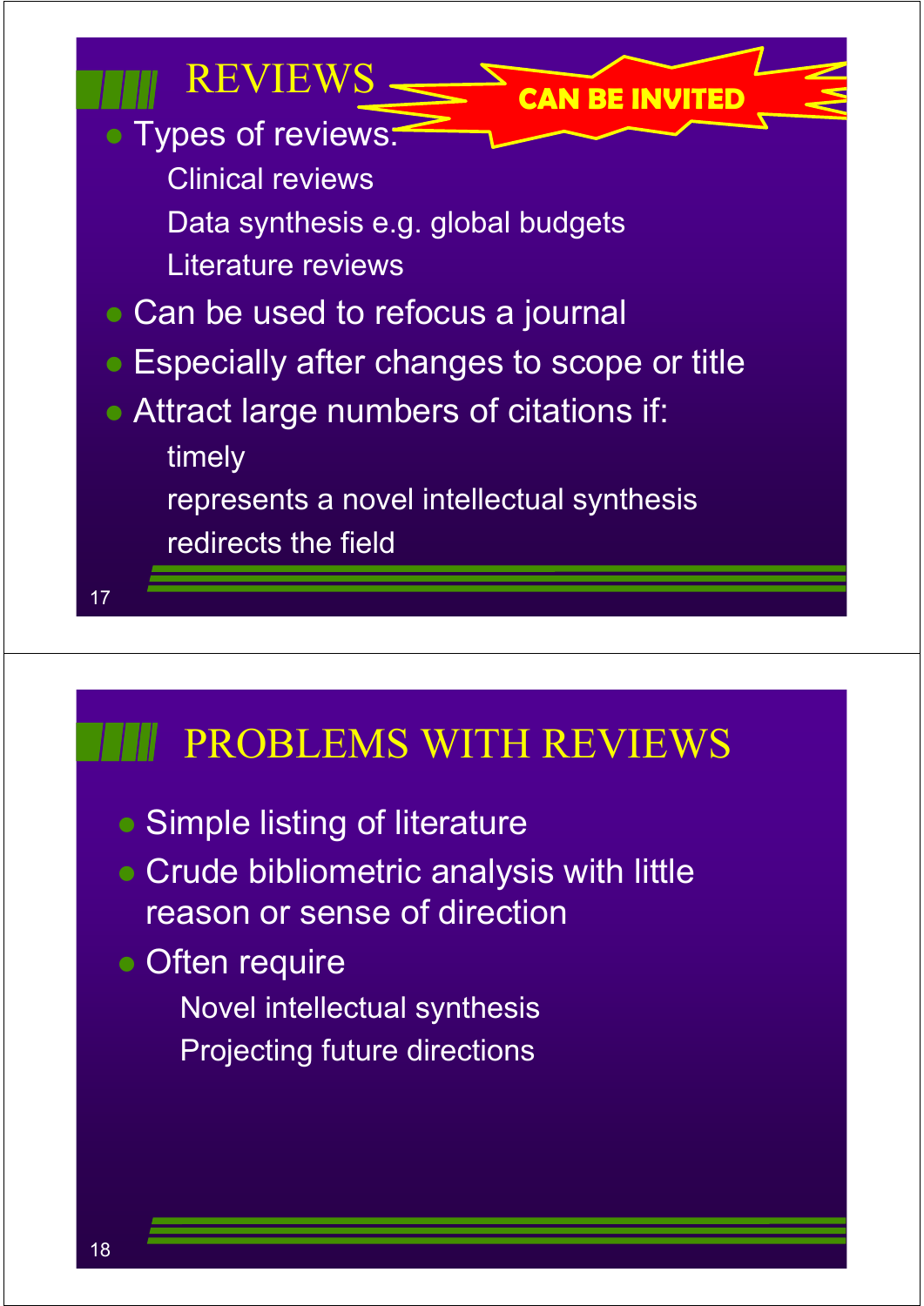## REVIEWS

CAN BE INVITED

- Types of reviews:
  - Clinical reviews
  - Data synthesis e.g. global budgets
  - Literature reviews
- Can be used to refocus a journal
- Especially after changes to scope or title
- Attract large numbers of citations if:
  - timely
  - represents a novel intellectual synthesis
  - redirects the field

## PROBLEMS WITH REVIEWS

- Simple listing of literature
- Crude bibliometric analysis with little reason or sense of direction
- Often require
  - Novel intellectual synthesis
  - Projecting future directions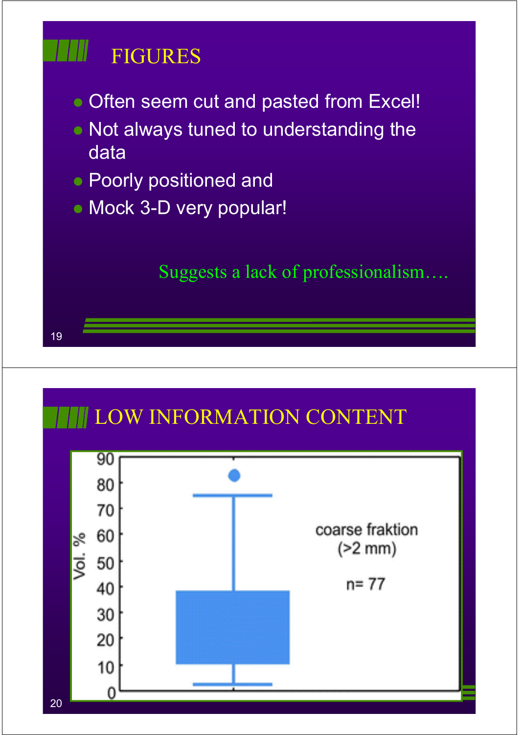## FIGURES

- Often seem cut and pasted from Excel!
- Not always tuned to understanding the data
- Poorly positioned and
- Mock 3-D very popular!

Suggests a lack of professionalism….

## LOW INFORMATION CONTENT

Vol. %

90
80
70
60
50
40
30
20
10
0

coarse fraktion
(>2 mm)

n= 77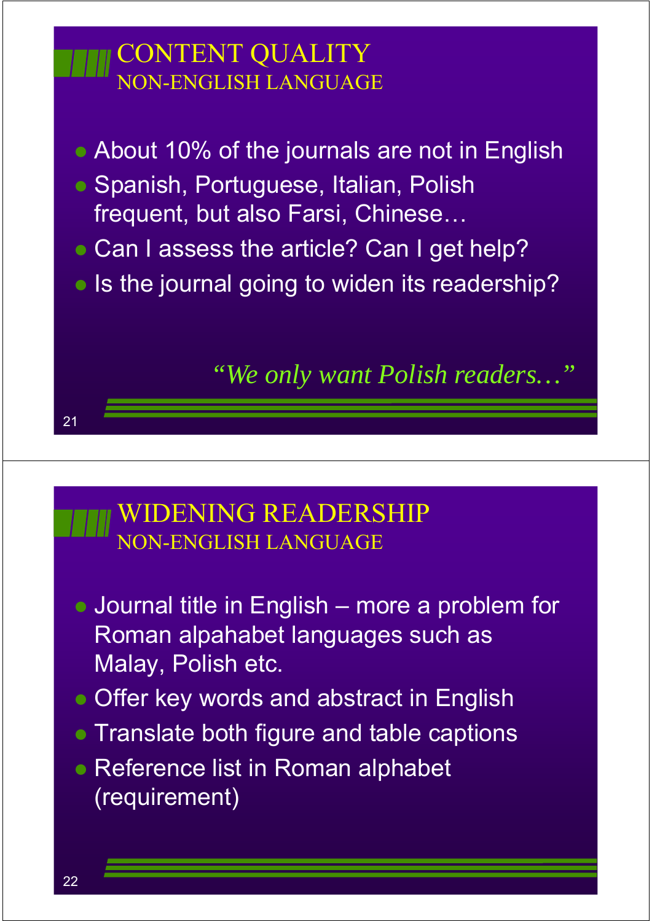## CONTENT QUALITY
### NON-ENGLISH LANGUAGE

- About 10% of the journals are not in English
- Spanish, Portuguese, Italian, Polish frequent, but also Farsi, Chinese…
- Can I assess the article? Can I get help?
- Is the journal going to widen its readership?

*"We only want Polish readers…"*

## WIDENING READERSHIP
### NON-ENGLISH LANGUAGE

- Journal title in English – more a problem for Roman alpahabet languages such as Malay, Polish etc.
- Offer key words and abstract in English
- Translate both figure and table captions
- Reference list in Roman alphabet (requirement)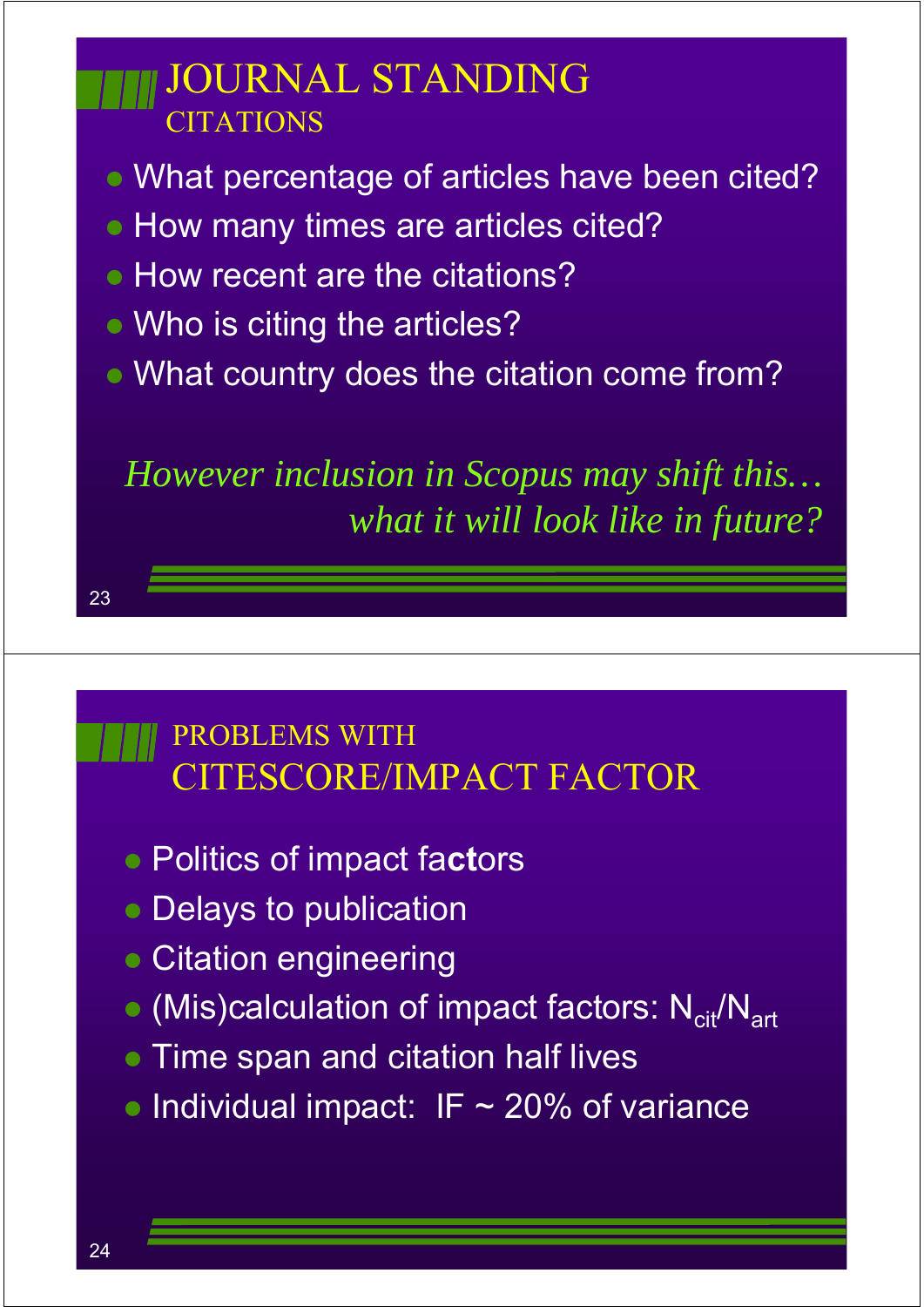## JOURNAL STANDING

### CITATIONS

- What percentage of articles have been cited?
- How many times are articles cited?
- How recent are the citations?
- Who is citing the articles?
- What country does the citation come from?

*However inclusion in Scopus may shift this… what it will look like in future?*

## PROBLEMS WITH CITESCORE/IMPACT FACTOR

- Politics of impact fa**ct**ors
- Delays to publication
- Citation engineering
- (Mis)calculation of impact factors: $N_{cit}/N_{art}$
- Time span and citation half lives
- Individual impact: IF ~ 20% of variance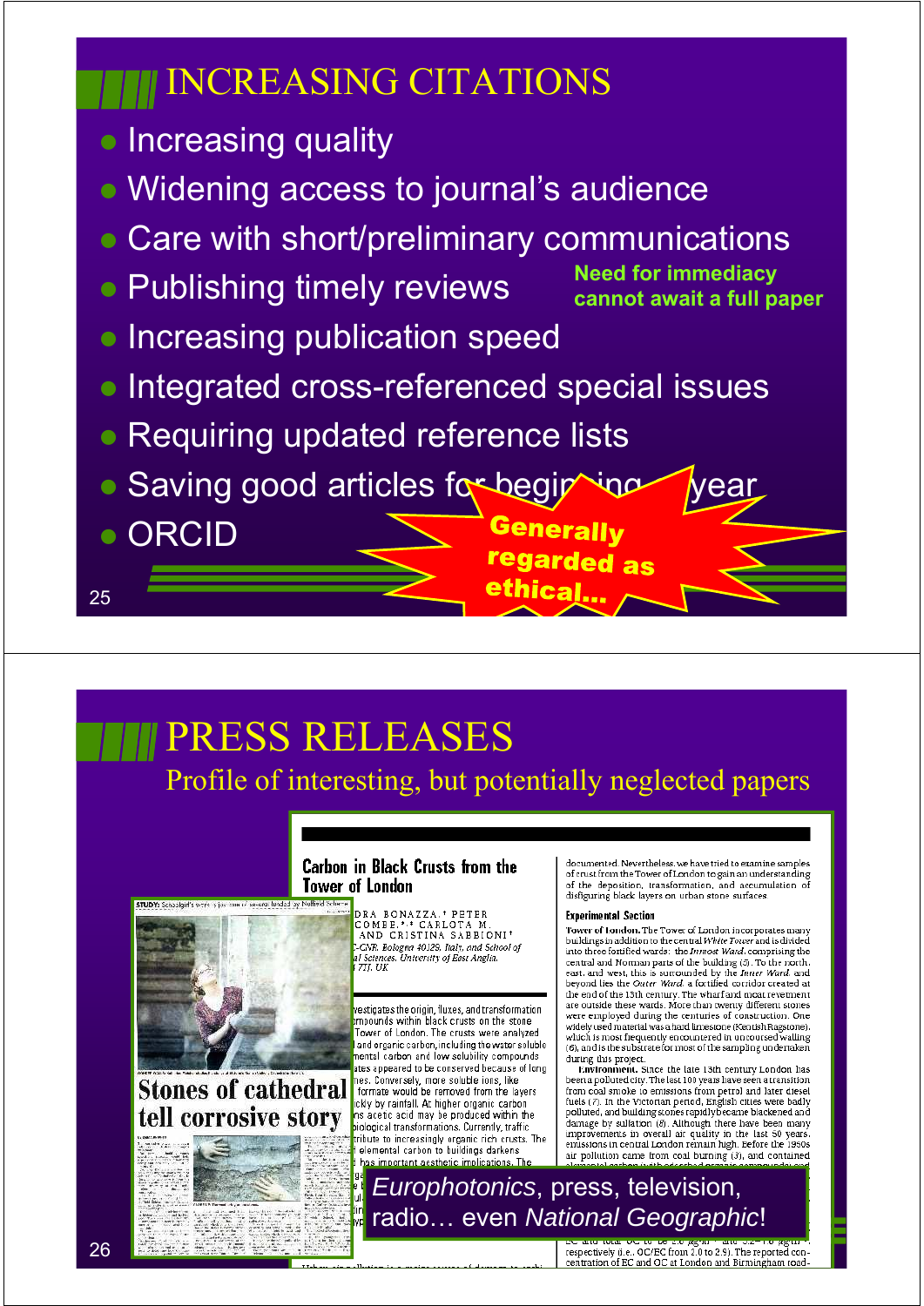## INCREASING CITATIONS

- Increasing quality
- Widening access to journal's audience
- Care with short/preliminary communications
- Publishing timely reviews
- Increasing publication speed
- Integrated cross-referenced special issues
- Requiring updated reference lists
- Saving good articles for beginning of year
- ORCID

**Need for immediacy cannot await a full paper**

**Generally regarded as ethical...**

## PRESS RELEASES

Profile of interesting, but potentially neglected papers

*Europhotonics*, press, television, radio… even *National Geographic*!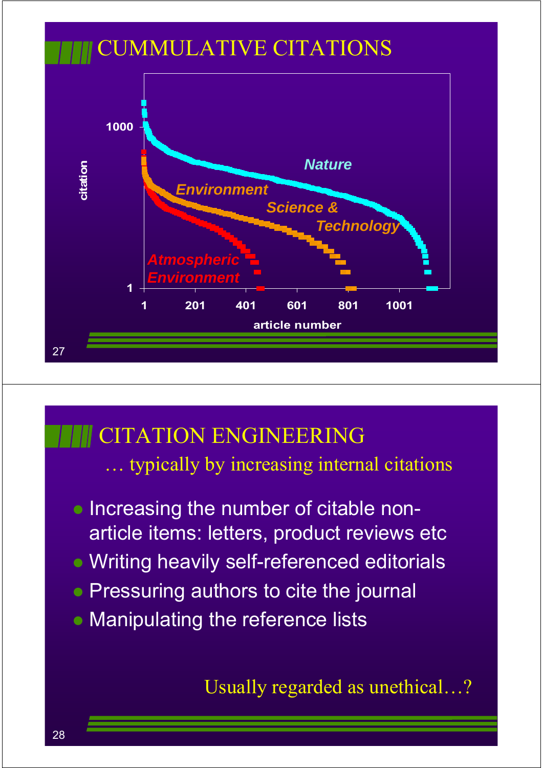## CUMMULATIVE CITATIONS

citation

1000

1

1 201 401 601 801 1001

article number

*Nature*

*Environment Science & Technology*

*Atmospheric Environment*

## CITATION ENGINEERING

… typically by increasing internal citations

- Increasing the number of citable non-article items: letters, product reviews etc
- Writing heavily self-referenced editorials
- Pressuring authors to cite the journal
- Manipulating the reference lists

Usually regarded as unethical…?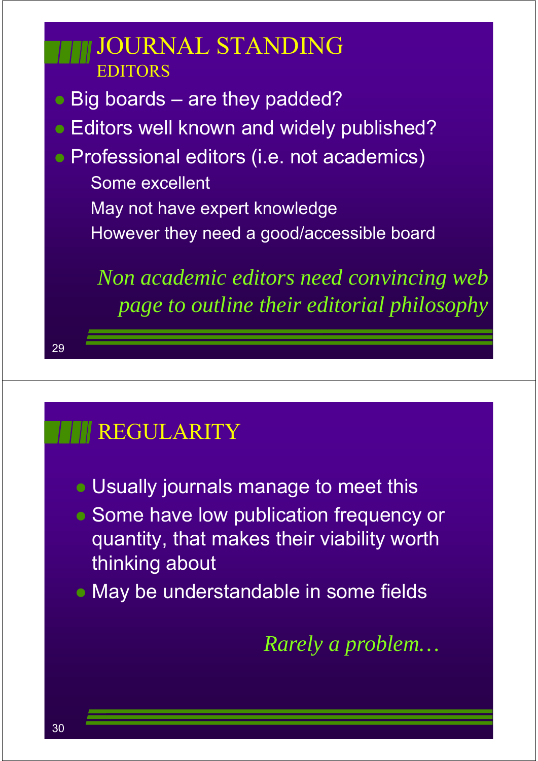# JOURNAL STANDING

## EDITORS

- Big boards – are they padded?
- Editors well known and widely published?
- Professional editors (i.e. not academics)
  - Some excellent
  - May not have expert knowledge
  - However they need a good/accessible board

*Non academic editors need convincing web page to outline their editorial philosophy*

# REGULARITY

- Usually journals manage to meet this
- Some have low publication frequency or quantity, that makes their viability worth thinking about
- May be understandable in some fields

*Rarely a problem…*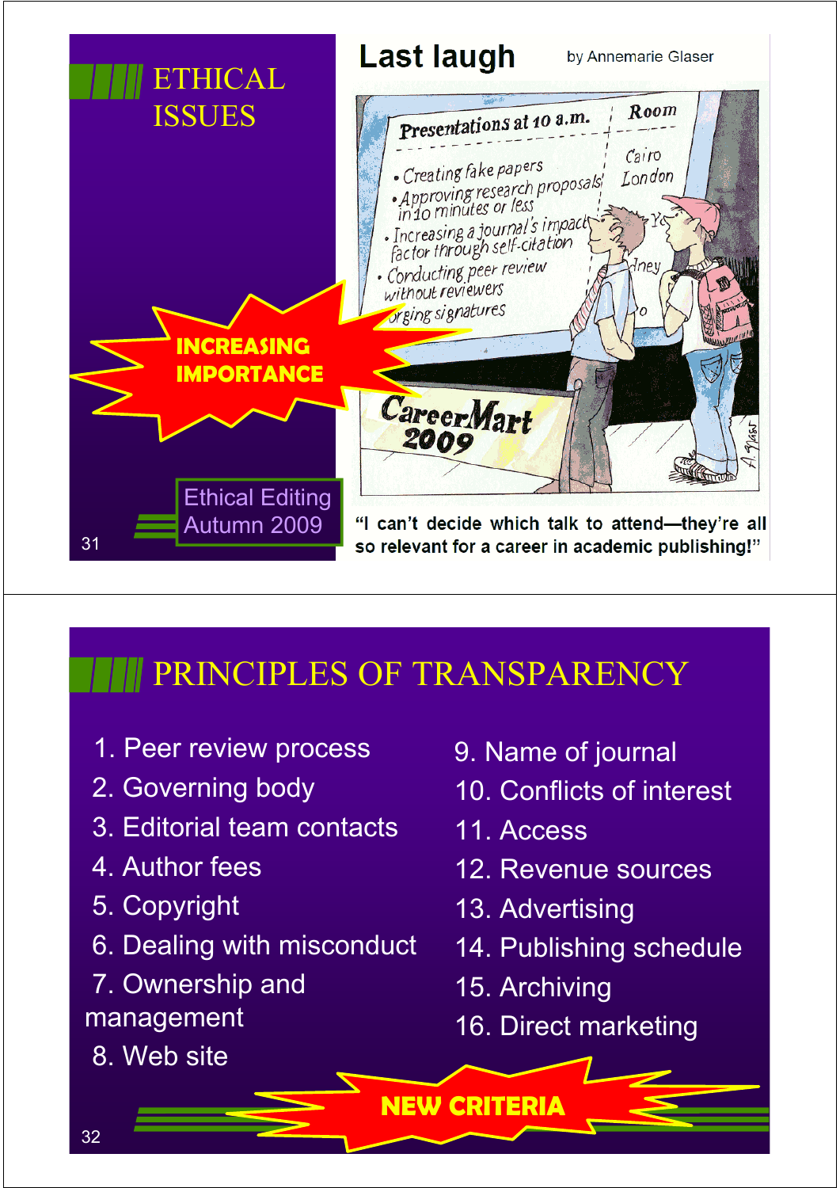## ETHICAL ISSUES

INCREASING IMPORTANCE

Ethical Editing Autumn 2009

**Last laugh** by Annemarie Glaser

Presentations at 10 a.m. | Room

- Creating fake papers — Cairo
- Approving research proposals in 10 minutes or less — London
- Increasing a journal's impact factor through self-citation
- Conducting peer review without reviewers
- Forging signatures

CareerMart 2009

"I can't decide which talk to attend—they're all so relevant for a career in academic publishing!"

## PRINCIPLES OF TRANSPARENCY

1. Peer review process
2. Governing body
3. Editorial team contacts
4. Author fees
5. Copyright
6. Dealing with misconduct
7. Ownership and management
8. Web site
9. Name of journal
10. Conflicts of interest
11. Access
12. Revenue sources
13. Advertising
14. Publishing schedule
15. Archiving
16. Direct marketing

NEW CRITERIA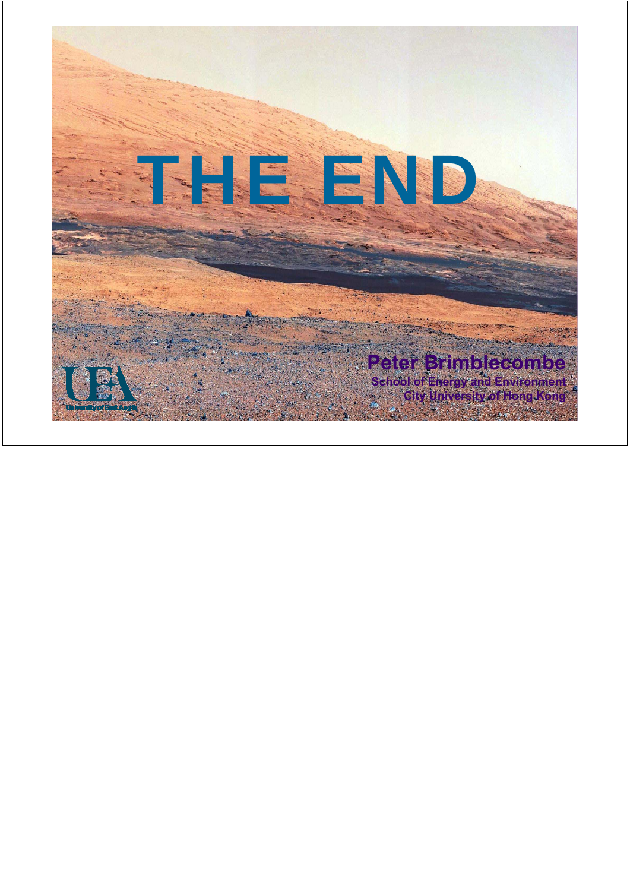# THE END

**Peter Brimblecombe**

**School of Energy and Environment**

**City University of Hong Kong**